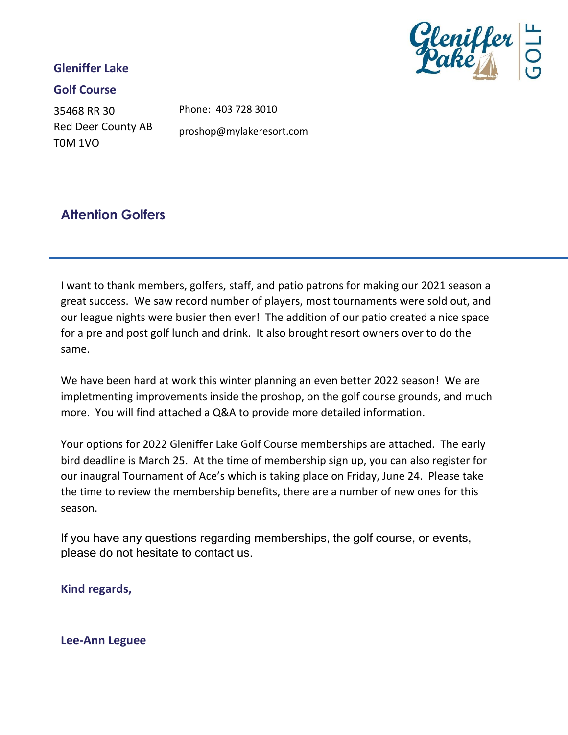**Gleniffer Lake**

**Golf Course**

35468 RR 30
Red Deer County AB
T0M 1VO

Phone: 403 728 3010

proshop@mylakeresort.com

## Attention Golfers

I want to thank members, golfers, staff, and patio patrons for making our 2021 season a great success. We saw record number of players, most tournaments were sold out, and our league nights were busier then ever! The addition of our patio created a nice space for a pre and post golf lunch and drink. It also brought resort owners over to do the same.

We have been hard at work this winter planning an even better 2022 season! We are impletmenting improvements inside the proshop, on the golf course grounds, and much more. You will find attached a Q&A to provide more detailed information.

Your options for 2022 Gleniffer Lake Golf Course memberships are attached. The early bird deadline is March 25. At the time of membership sign up, you can also register for our inaugral Tournament of Ace's which is taking place on Friday, June 24. Please take the time to review the membership benefits, there are a number of new ones for this season.

If you have any questions regarding memberships, the golf course, or events, please do not hesitate to contact us.

**Kind regards,**

**Lee-Ann Leguee**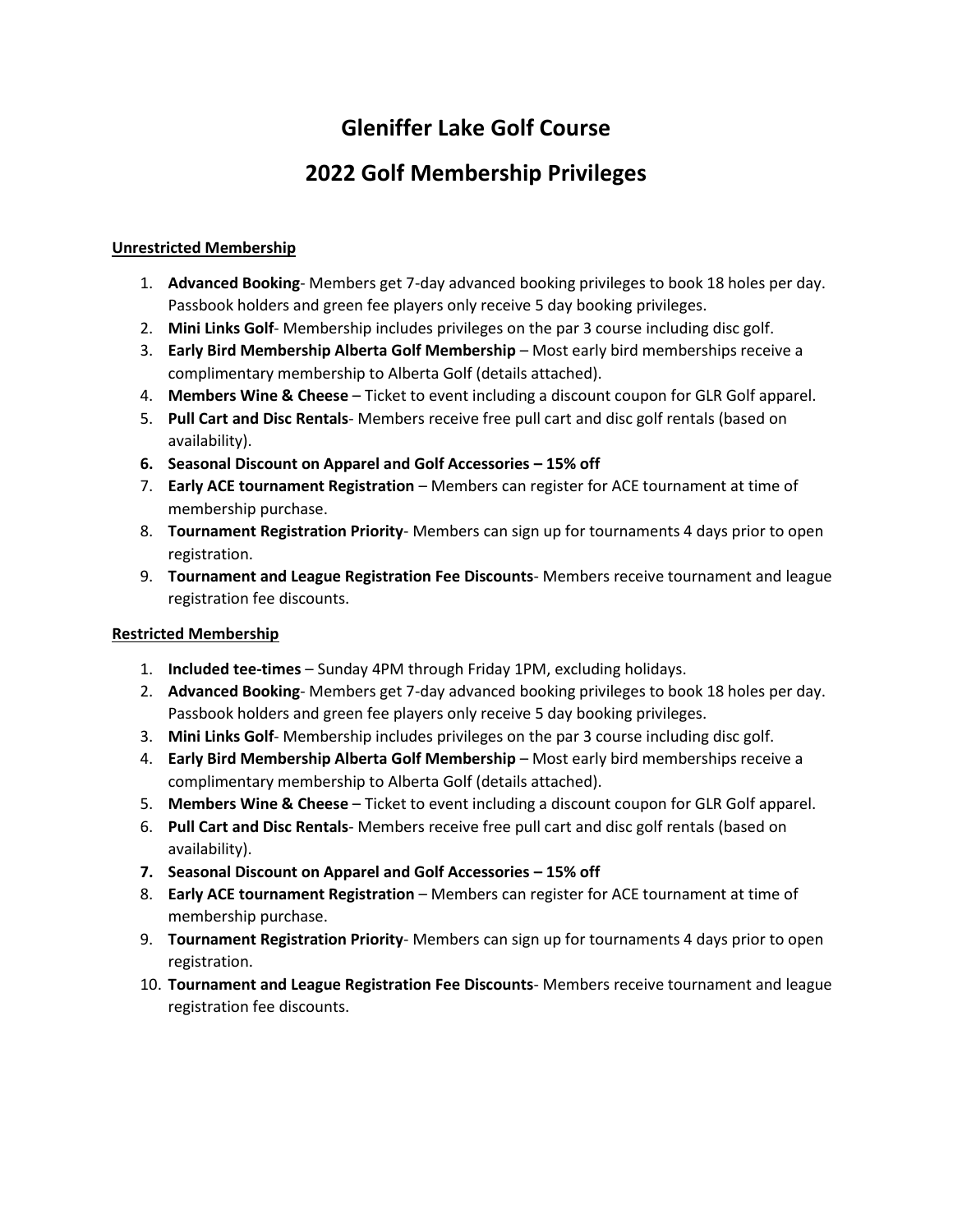# Gleniffer Lake Golf Course

# 2022 Golf Membership Privileges

**Unrestricted Membership**

1. **Advanced Booking**- Members get 7-day advanced booking privileges to book 18 holes per day. Passbook holders and green fee players only receive 5 day booking privileges.
2. **Mini Links Golf**- Membership includes privileges on the par 3 course including disc golf.
3. **Early Bird Membership Alberta Golf Membership** – Most early bird memberships receive a complimentary membership to Alberta Golf (details attached).
4. **Members Wine & Cheese** – Ticket to event including a discount coupon for GLR Golf apparel.
5. **Pull Cart and Disc Rentals**- Members receive free pull cart and disc golf rentals (based on availability).
6. **Seasonal Discount on Apparel and Golf Accessories – 15% off**
7. **Early ACE tournament Registration** – Members can register for ACE tournament at time of membership purchase.
8. **Tournament Registration Priority**- Members can sign up for tournaments 4 days prior to open registration.
9. **Tournament and League Registration Fee Discounts**- Members receive tournament and league registration fee discounts.

**Restricted Membership**

1. **Included tee-times** – Sunday 4PM through Friday 1PM, excluding holidays.
2. **Advanced Booking**- Members get 7-day advanced booking privileges to book 18 holes per day. Passbook holders and green fee players only receive 5 day booking privileges.
3. **Mini Links Golf**- Membership includes privileges on the par 3 course including disc golf.
4. **Early Bird Membership Alberta Golf Membership** – Most early bird memberships receive a complimentary membership to Alberta Golf (details attached).
5. **Members Wine & Cheese** – Ticket to event including a discount coupon for GLR Golf apparel.
6. **Pull Cart and Disc Rentals**- Members receive free pull cart and disc golf rentals (based on availability).
7. **Seasonal Discount on Apparel and Golf Accessories – 15% off**
8. **Early ACE tournament Registration** – Members can register for ACE tournament at time of membership purchase.
9. **Tournament Registration Priority**- Members can sign up for tournaments 4 days prior to open registration.
10. **Tournament and League Registration Fee Discounts**- Members receive tournament and league registration fee discounts.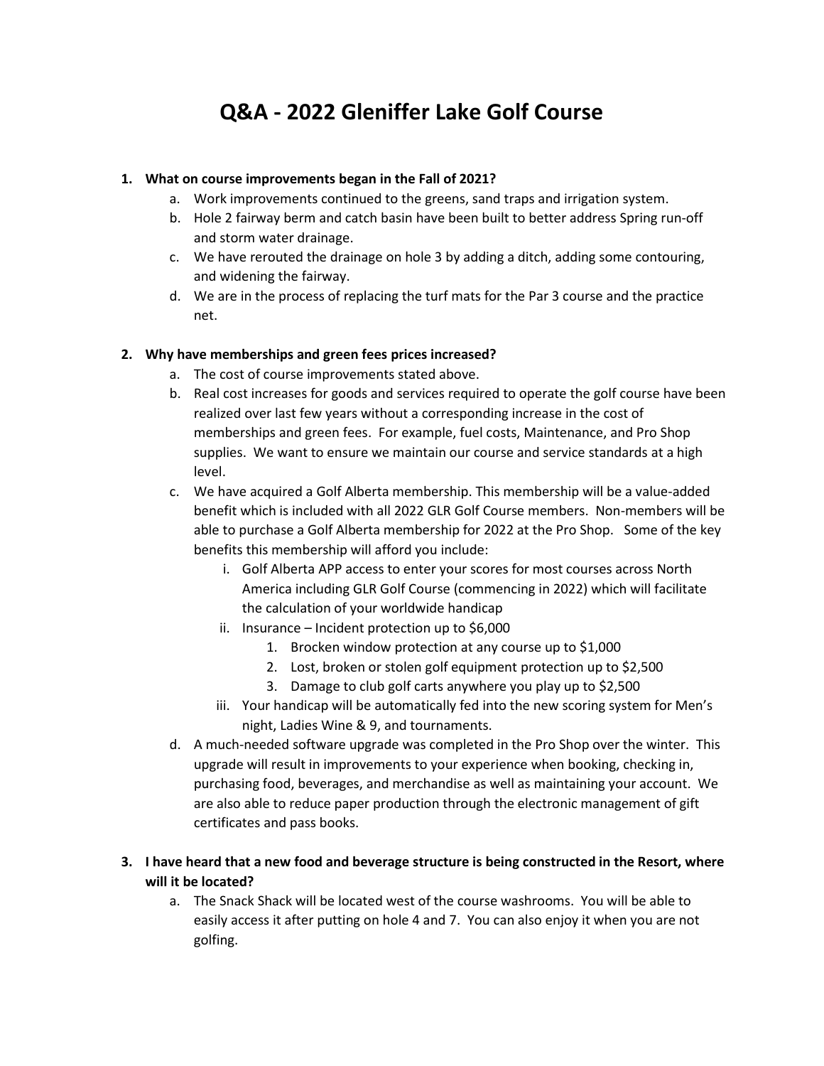# Q&A - 2022 Gleniffer Lake Golf Course

1. **What on course improvements began in the Fall of 2021?**
   a. Work improvements continued to the greens, sand traps and irrigation system.
   b. Hole 2 fairway berm and catch basin have been built to better address Spring run-off and storm water drainage.
   c. We have rerouted the drainage on hole 3 by adding a ditch, adding some contouring, and widening the fairway.
   d. We are in the process of replacing the turf mats for the Par 3 course and the practice net.

2. **Why have memberships and green fees prices increased?**
   a. The cost of course improvements stated above.
   b. Real cost increases for goods and services required to operate the golf course have been realized over last few years without a corresponding increase in the cost of memberships and green fees. For example, fuel costs, Maintenance, and Pro Shop supplies. We want to ensure we maintain our course and service standards at a high level.
   c. We have acquired a Golf Alberta membership. This membership will be a value-added benefit which is included with all 2022 GLR Golf Course members. Non-members will be able to purchase a Golf Alberta membership for 2022 at the Pro Shop. Some of the key benefits this membership will afford you include:
      i. Golf Alberta APP access to enter your scores for most courses across North America including GLR Golf Course (commencing in 2022) which will facilitate the calculation of your worldwide handicap
      ii. Insurance – Incident protection up to $6,000
         1. Brocken window protection at any course up to $1,000
         2. Lost, broken or stolen golf equipment protection up to $2,500
         3. Damage to club golf carts anywhere you play up to $2,500
      iii. Your handicap will be automatically fed into the new scoring system for Men's night, Ladies Wine & 9, and tournaments.
   d. A much-needed software upgrade was completed in the Pro Shop over the winter. This upgrade will result in improvements to your experience when booking, checking in, purchasing food, beverages, and merchandise as well as maintaining your account. We are also able to reduce paper production through the electronic management of gift certificates and pass books.

3. **I have heard that a new food and beverage structure is being constructed in the Resort, where will it be located?**
   a. The Snack Shack will be located west of the course washrooms. You will be able to easily access it after putting on hole 4 and 7. You can also enjoy it when you are not golfing.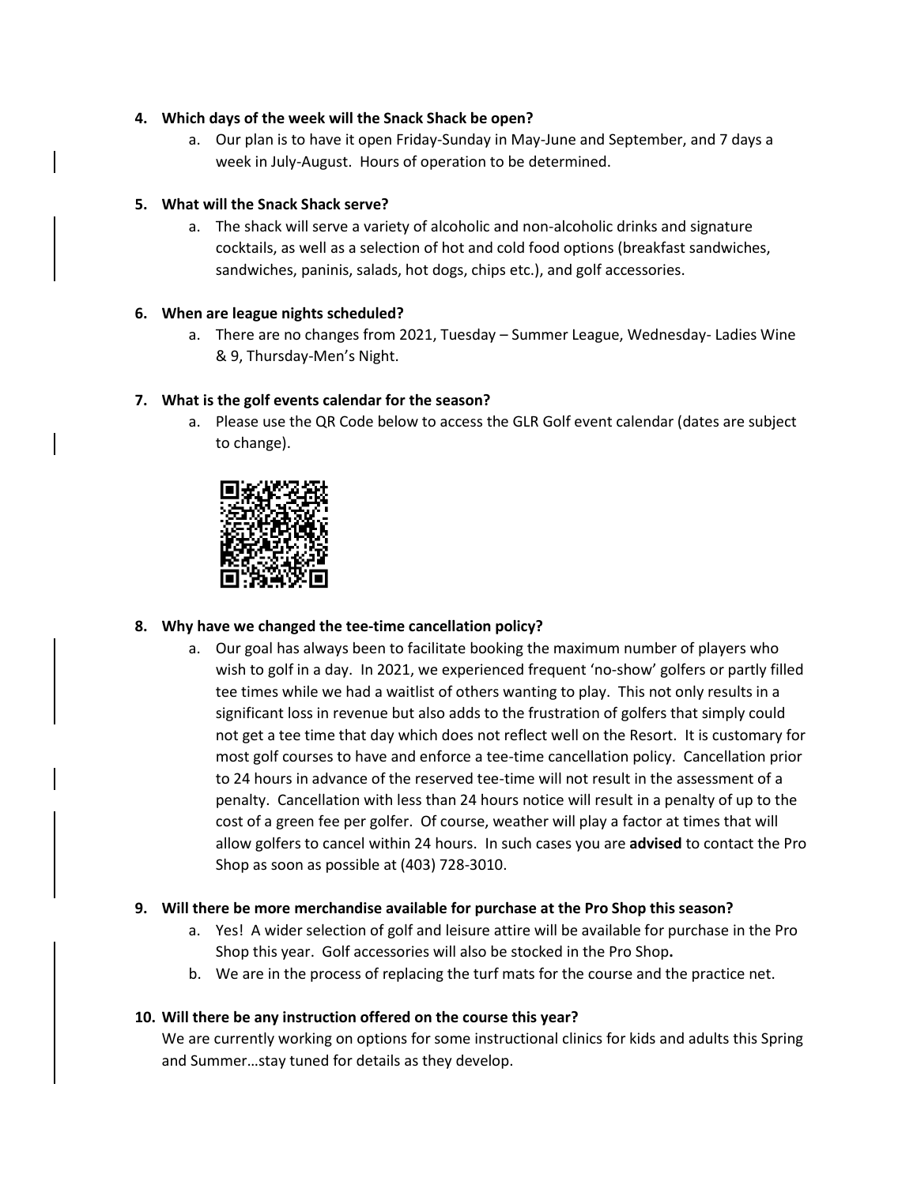4. **Which days of the week will the Snack Shack be open?**
    a. Our plan is to have it open Friday-Sunday in May-June and September, and 7 days a week in July-August. Hours of operation to be determined.

5. **What will the Snack Shack serve?**
    a. The shack will serve a variety of alcoholic and non-alcoholic drinks and signature cocktails, as well as a selection of hot and cold food options (breakfast sandwiches, sandwiches, paninis, salads, hot dogs, chips etc.), and golf accessories.

6. **When are league nights scheduled?**
    a. There are no changes from 2021, Tuesday – Summer League, Wednesday- Ladies Wine & 9, Thursday-Men's Night.

7. **What is the golf events calendar for the season?**
    a. Please use the QR Code below to access the GLR Golf event calendar (dates are subject to change).

8. **Why have we changed the tee-time cancellation policy?**
    a. Our goal has always been to facilitate booking the maximum number of players who wish to golf in a day. In 2021, we experienced frequent 'no-show' golfers or partly filled tee times while we had a waitlist of others wanting to play. This not only results in a significant loss in revenue but also adds to the frustration of golfers that simply could not get a tee time that day which does not reflect well on the Resort. It is customary for most golf courses to have and enforce a tee-time cancellation policy. Cancellation prior to 24 hours in advance of the reserved tee-time will not result in the assessment of a penalty. Cancellation with less than 24 hours notice will result in a penalty of up to the cost of a green fee per golfer. Of course, weather will play a factor at times that will allow golfers to cancel within 24 hours. In such cases you are **advised** to contact the Pro Shop as soon as possible at (403) 728-3010.

9. **Will there be more merchandise available for purchase at the Pro Shop this season?**
    a. Yes! A wider selection of golf and leisure attire will be available for purchase in the Pro Shop this year. Golf accessories will also be stocked in the Pro Shop**.**
    b. We are in the process of replacing the turf mats for the course and the practice net.

10. **Will there be any instruction offered on the course this year?**
    We are currently working on options for some instructional clinics for kids and adults this Spring and Summer…stay tuned for details as they develop.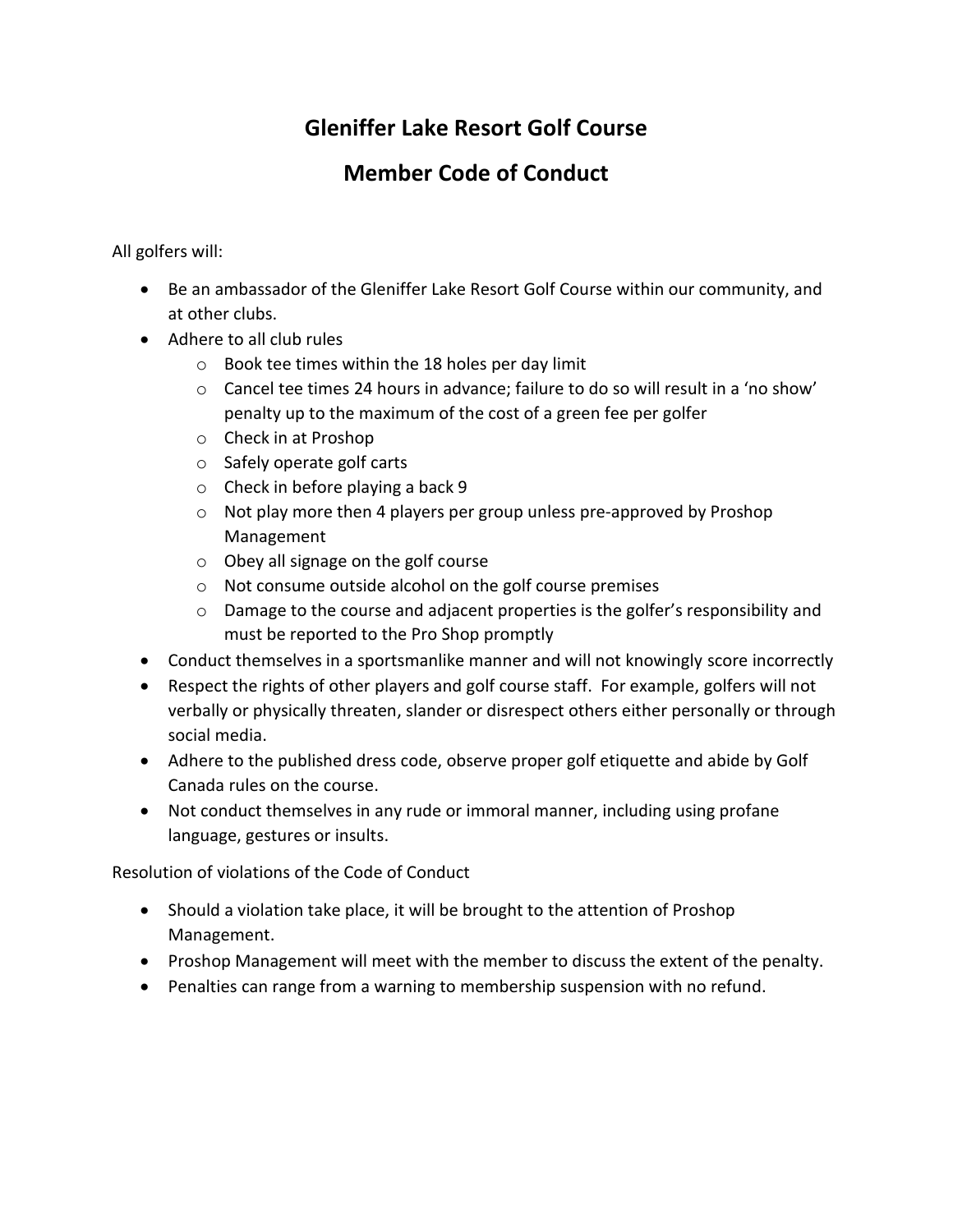# Gleniffer Lake Resort Golf Course

## Member Code of Conduct

All golfers will:

- Be an ambassador of the Gleniffer Lake Resort Golf Course within our community, and at other clubs.
- Adhere to all club rules
  - Book tee times within the 18 holes per day limit
  - Cancel tee times 24 hours in advance; failure to do so will result in a 'no show' penalty up to the maximum of the cost of a green fee per golfer
  - Check in at Proshop
  - Safely operate golf carts
  - Check in before playing a back 9
  - Not play more then 4 players per group unless pre-approved by Proshop Management
  - Obey all signage on the golf course
  - Not consume outside alcohol on the golf course premises
  - Damage to the course and adjacent properties is the golfer's responsibility and must be reported to the Pro Shop promptly
- Conduct themselves in a sportsmanlike manner and will not knowingly score incorrectly
- Respect the rights of other players and golf course staff. For example, golfers will not verbally or physically threaten, slander or disrespect others either personally or through social media.
- Adhere to the published dress code, observe proper golf etiquette and abide by Golf Canada rules on the course.
- Not conduct themselves in any rude or immoral manner, including using profane language, gestures or insults.

Resolution of violations of the Code of Conduct

- Should a violation take place, it will be brought to the attention of Proshop Management.
- Proshop Management will meet with the member to discuss the extent of the penalty.
- Penalties can range from a warning to membership suspension with no refund.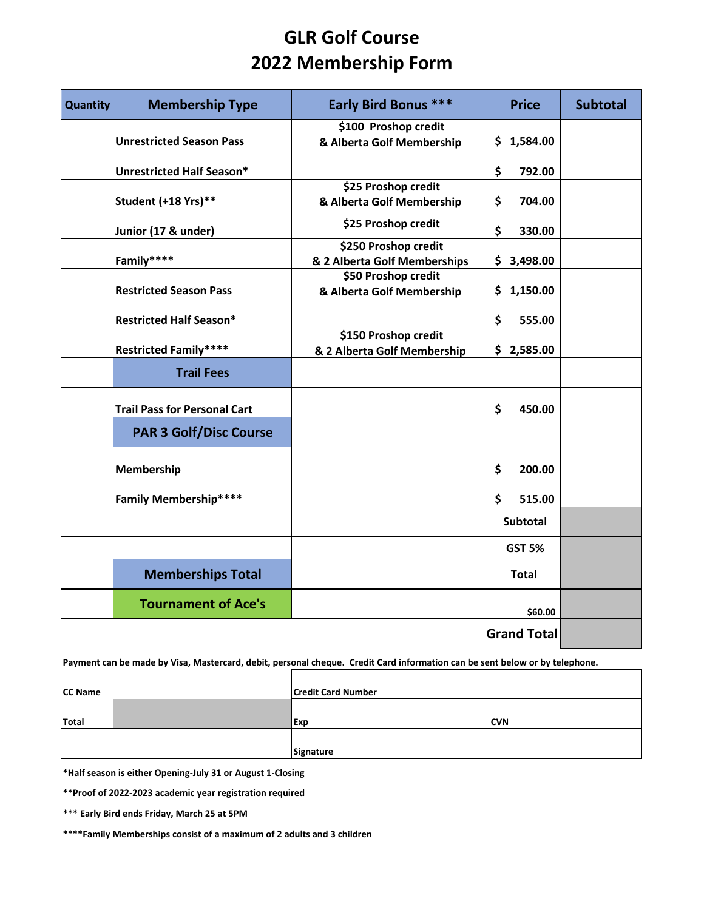# GLR Golf Course
# 2022 Membership Form

| Quantity | Membership Type | Early Bird Bonus *** | Price | Subtotal |
|---|---|---|---|---|
| | Unrestricted Season Pass | $100 Proshop credit & Alberta Golf Membership | $ 1,584.00 | |
| | Unrestricted Half Season* | | $ 792.00 | |
| | Student (+18 Yrs)** | $25 Proshop credit & Alberta Golf Membership | $ 704.00 | |
| | Junior (17 & under) | $25 Proshop credit | $ 330.00 | |
| | Family**** | $250 Proshop credit & 2 Alberta Golf Memberships | $ 3,498.00 | |
| | Restricted Season Pass | $50 Proshop credit & Alberta Golf Membership | $ 1,150.00 | |
| | Restricted Half Season* | | $ 555.00 | |
| | Restricted Family**** | $150 Proshop credit & 2 Alberta Golf Membership | $ 2,585.00 | |
| | **Trail Fees** | | | |
| | Trail Pass for Personal Cart | | $ 450.00 | |
| | **PAR 3 Golf/Disc Course** | | | |
| | Membership | | $ 200.00 | |
| | Family Membership**** | | $ 515.00 | |
| | | | Subtotal | |
| | | | GST 5% | |
| | **Memberships Total** | | Total | |
| | **Tournament of Ace's** | | $60.00 | |
| | | | **Grand Total** | |

**Payment can be made by Visa, Mastercard, debit, personal cheque. Credit Card information can be sent below or by telephone.**

| CC Name | | Credit Card Number | |
|---|---|---|---|
| Total | | Exp | CVN |
| | | Signature | |

**\*Half season is either Opening-July 31 or August 1-Closing**

**\*\*Proof of 2022-2023 academic year registration required**

**\*\*\* Early Bird ends Friday, March 25 at 5PM**

**\*\*\*\*Family Memberships consist of a maximum of 2 adults and 3 children**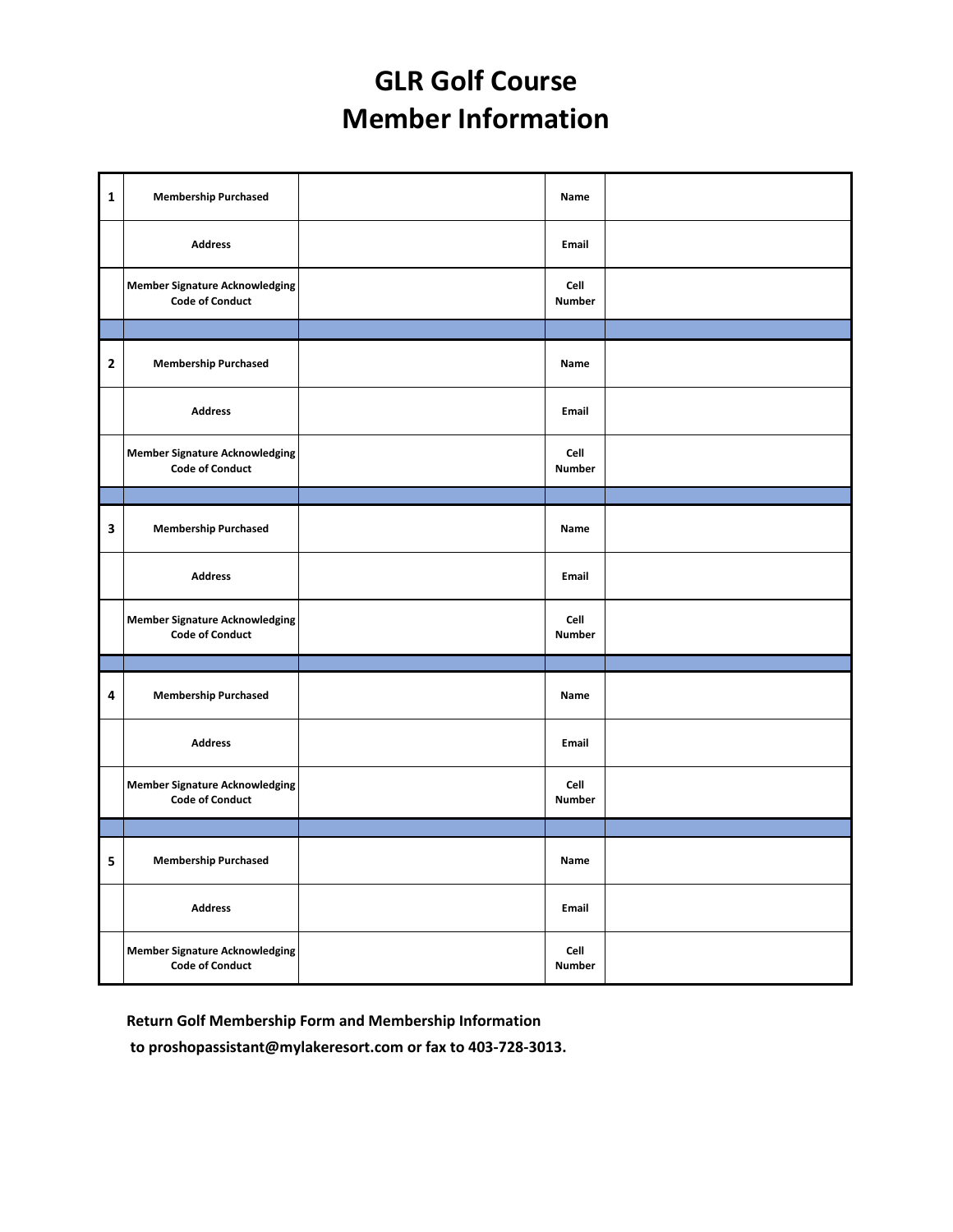# GLR Golf Course
# Member Information

| # | Field | Value | Field | Value |
|---|---|---|---|---|
| 1 | **Membership Purchased** | | **Name** | |
| | **Address** | | **Email** | |
| | **Member Signature Acknowledging Code of Conduct** | | **Cell Number** | |
| | | | | |
| 2 | **Membership Purchased** | | **Name** | |
| | **Address** | | **Email** | |
| | **Member Signature Acknowledging Code of Conduct** | | **Cell Number** | |
| | | | | |
| 3 | **Membership Purchased** | | **Name** | |
| | **Address** | | **Email** | |
| | **Member Signature Acknowledging Code of Conduct** | | **Cell Number** | |
| | | | | |
| 4 | **Membership Purchased** | | **Name** | |
| | **Address** | | **Email** | |
| | **Member Signature Acknowledging Code of Conduct** | | **Cell Number** | |
| | | | | |
| 5 | **Membership Purchased** | | **Name** | |
| | **Address** | | **Email** | |
| | **Member Signature Acknowledging Code of Conduct** | | **Cell Number** | |

**Return Golf Membership Form and Membership Information to proshopassistant@mylakeresort.com or fax to 403-728-3013.**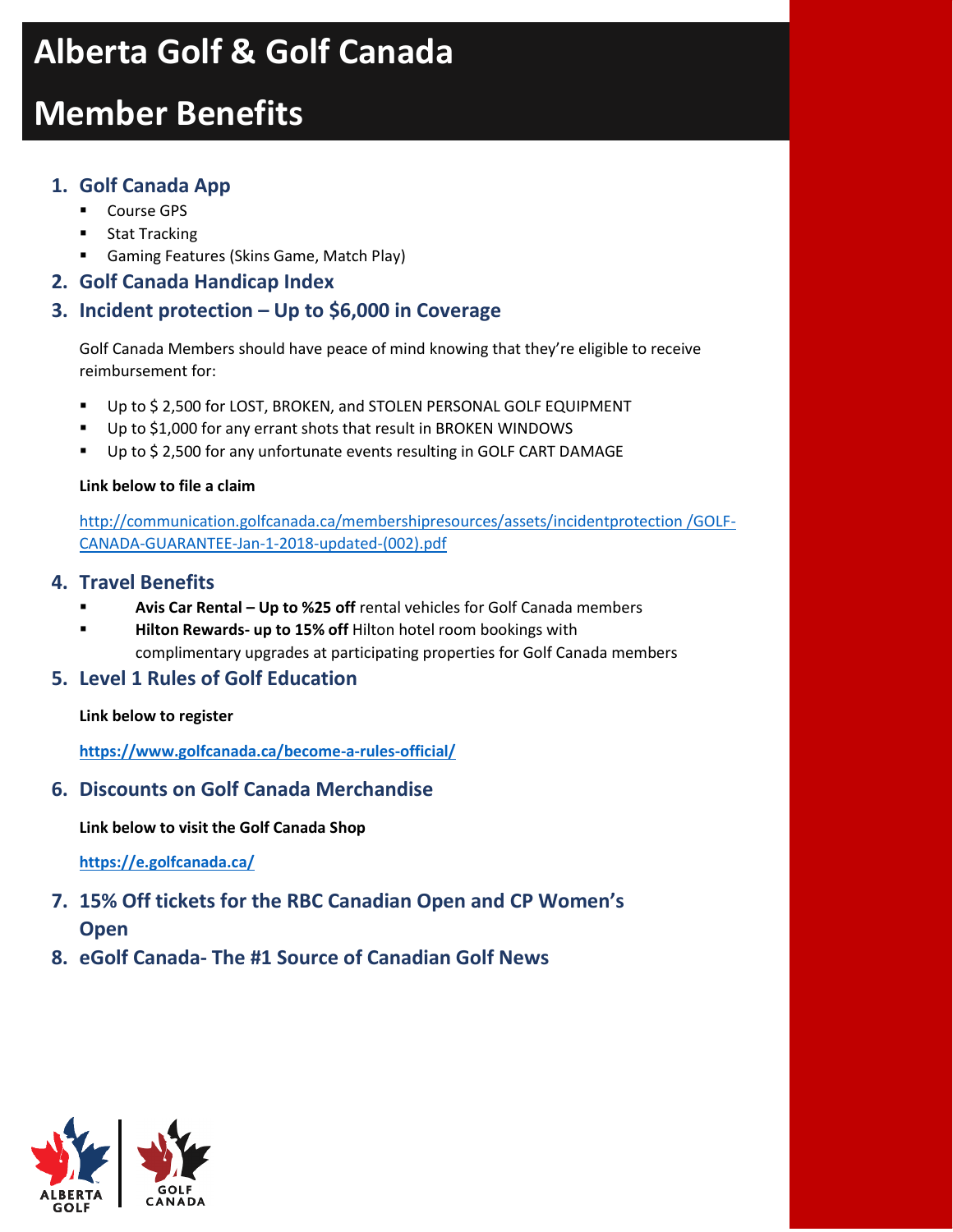# Alberta Golf & Golf Canada

# Member Benefits

1. **Golf Canada App**
    - Course GPS
    - Stat Tracking
    - Gaming Features (Skins Game, Match Play)
2. **Golf Canada Handicap Index**
3. **Incident protection – Up to $6,000 in Coverage**

    Golf Canada Members should have peace of mind knowing that they're eligible to receive reimbursement for:

    - Up to $ 2,500 for LOST, BROKEN, and STOLEN PERSONAL GOLF EQUIPMENT
    - Up to $1,000 for any errant shots that result in BROKEN WINDOWS
    - Up to $ 2,500 for any unfortunate events resulting in GOLF CART DAMAGE

    **Link below to file a claim**

    http://communication.golfcanada.ca/membershipresources/assets/incidentprotection /GOLF-CANADA-GUARANTEE-Jan-1-2018-updated-(002).pdf

4. **Travel Benefits**
    - **Avis Car Rental – Up to %25 off** rental vehicles for Golf Canada members
    - **Hilton Rewards- up to 15% off** Hilton hotel room bookings with complimentary upgrades at participating properties for Golf Canada members
5. **Level 1 Rules of Golf Education**

    **Link below to register**

    **https://www.golfcanada.ca/become-a-rules-official/**

6. **Discounts on Golf Canada Merchandise**

    **Link below to visit the Golf Canada Shop**

    **https://e.golfcanada.ca/**

7. **15% Off tickets for the RBC Canadian Open and CP Women's Open**
8. **eGolf Canada- The #1 Source of Canadian Golf News**

ALBERTA GOLF | GOLF CANADA